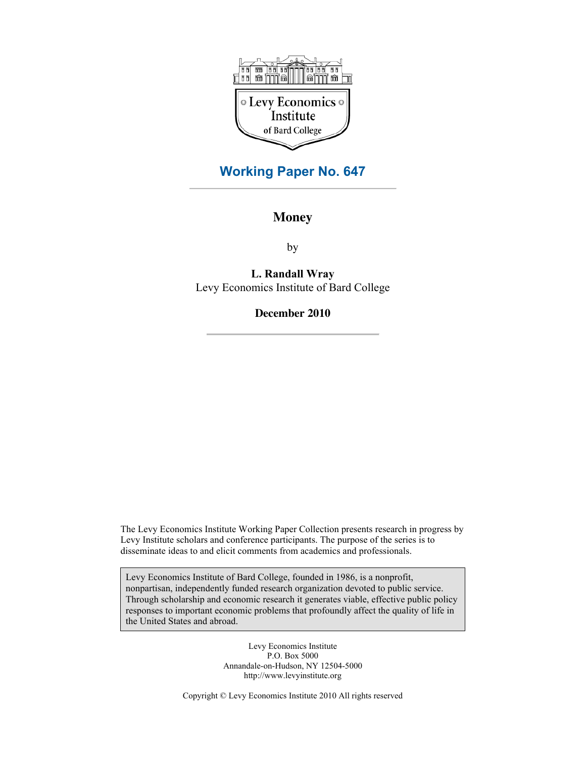Levy Economics Institute of Bard College

## Working Paper No. 647

# Money

by

**L. Randall Wray**
Levy Economics Institute of Bard College

**December 2010**

The Levy Economics Institute Working Paper Collection presents research in progress by Levy Institute scholars and conference participants. The purpose of the series is to disseminate ideas to and elicit comments from academics and professionals.

Levy Economics Institute of Bard College, founded in 1986, is a nonprofit, nonpartisan, independently funded research organization devoted to public service. Through scholarship and economic research it generates viable, effective public policy responses to important economic problems that profoundly affect the quality of life in the United States and abroad.

Levy Economics Institute
P.O. Box 5000
Annandale-on-Hudson, NY 12504-5000
http://www.levyinstitute.org

Copyright © Levy Economics Institute 2010 All rights reserved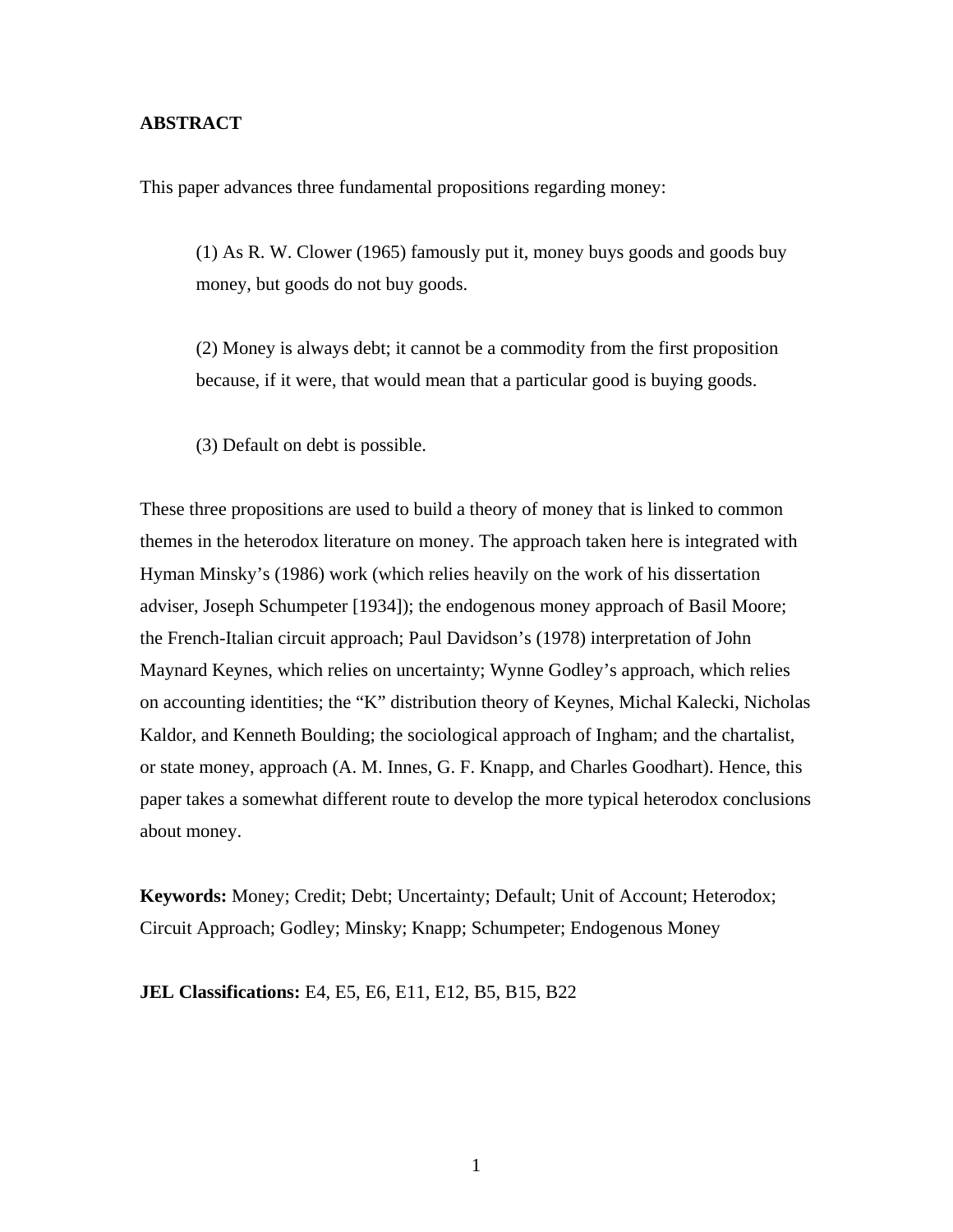**ABSTRACT**

This paper advances three fundamental propositions regarding money:

> (1) As R. W. Clower (1965) famously put it, money buys goods and goods buy money, but goods do not buy goods.
>
> (2) Money is always debt; it cannot be a commodity from the first proposition because, if it were, that would mean that a particular good is buying goods.
>
> (3) Default on debt is possible.

These three propositions are used to build a theory of money that is linked to common themes in the heterodox literature on money. The approach taken here is integrated with Hyman Minsky's (1986) work (which relies heavily on the work of his dissertation adviser, Joseph Schumpeter [1934]); the endogenous money approach of Basil Moore; the French-Italian circuit approach; Paul Davidson's (1978) interpretation of John Maynard Keynes, which relies on uncertainty; Wynne Godley's approach, which relies on accounting identities; the "K" distribution theory of Keynes, Michal Kalecki, Nicholas Kaldor, and Kenneth Boulding; the sociological approach of Ingham; and the chartalist, or state money, approach (A. M. Innes, G. F. Knapp, and Charles Goodhart). Hence, this paper takes a somewhat different route to develop the more typical heterodox conclusions about money.

**Keywords:** Money; Credit; Debt; Uncertainty; Default; Unit of Account; Heterodox; Circuit Approach; Godley; Minsky; Knapp; Schumpeter; Endogenous Money

**JEL Classifications:** E4, E5, E6, E11, E12, B5, B15, B22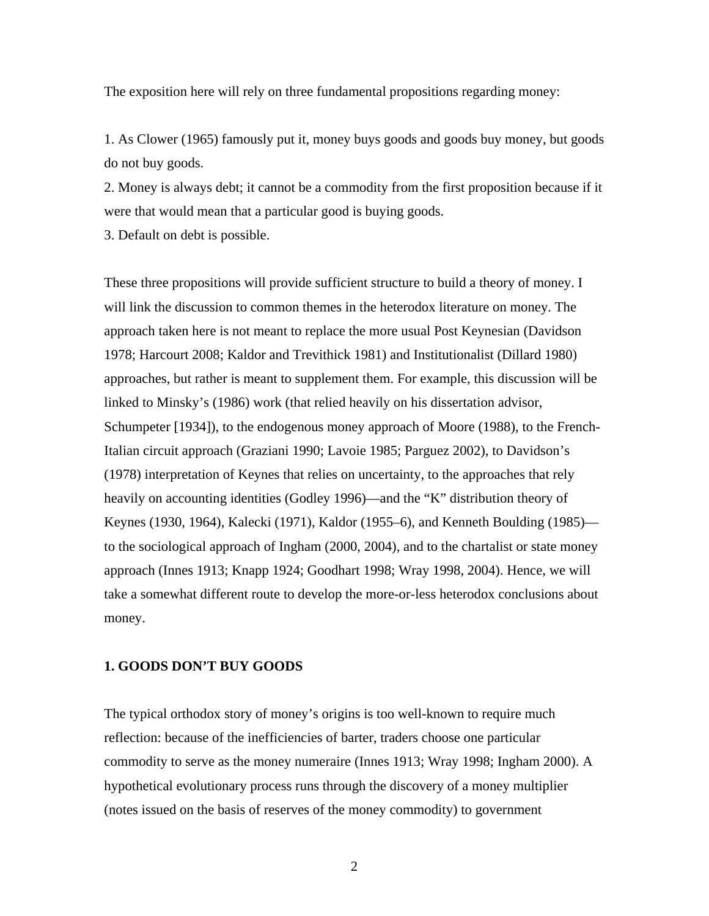The exposition here will rely on three fundamental propositions regarding money:

1. As Clower (1965) famously put it, money buys goods and goods buy money, but goods do not buy goods.
2. Money is always debt; it cannot be a commodity from the first proposition because if it were that would mean that a particular good is buying goods.
3. Default on debt is possible.

These three propositions will provide sufficient structure to build a theory of money. I will link the discussion to common themes in the heterodox literature on money. The approach taken here is not meant to replace the more usual Post Keynesian (Davidson 1978; Harcourt 2008; Kaldor and Trevithick 1981) and Institutionalist (Dillard 1980) approaches, but rather is meant to supplement them. For example, this discussion will be linked to Minsky's (1986) work (that relied heavily on his dissertation advisor, Schumpeter [1934]), to the endogenous money approach of Moore (1988), to the French-Italian circuit approach (Graziani 1990; Lavoie 1985; Parguez 2002), to Davidson's (1978) interpretation of Keynes that relies on uncertainty, to the approaches that rely heavily on accounting identities (Godley 1996)—and the "K" distribution theory of Keynes (1930, 1964), Kalecki (1971), Kaldor (1955–6), and Kenneth Boulding (1985)—to the sociological approach of Ingham (2000, 2004), and to the chartalist or state money approach (Innes 1913; Knapp 1924; Goodhart 1998; Wray 1998, 2004). Hence, we will take a somewhat different route to develop the more-or-less heterodox conclusions about money.

## 1. GOODS DON'T BUY GOODS

The typical orthodox story of money's origins is too well-known to require much reflection: because of the inefficiencies of barter, traders choose one particular commodity to serve as the money numeraire (Innes 1913; Wray 1998; Ingham 2000). A hypothetical evolutionary process runs through the discovery of a money multiplier (notes issued on the basis of reserves of the money commodity) to government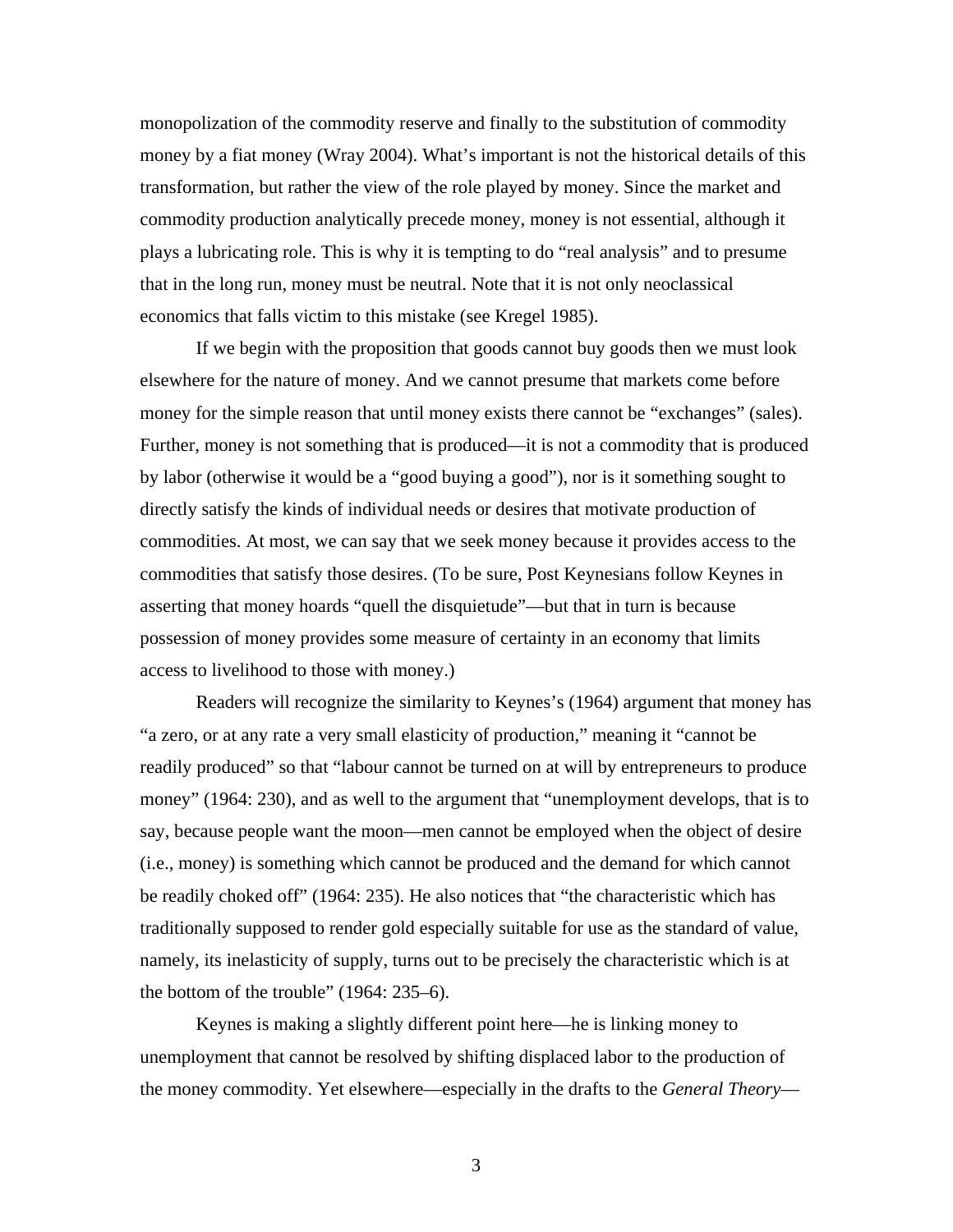monopolization of the commodity reserve and finally to the substitution of commodity money by a fiat money (Wray 2004). What's important is not the historical details of this transformation, but rather the view of the role played by money. Since the market and commodity production analytically precede money, money is not essential, although it plays a lubricating role. This is why it is tempting to do "real analysis" and to presume that in the long run, money must be neutral. Note that it is not only neoclassical economics that falls victim to this mistake (see Kregel 1985).

If we begin with the proposition that goods cannot buy goods then we must look elsewhere for the nature of money. And we cannot presume that markets come before money for the simple reason that until money exists there cannot be "exchanges" (sales). Further, money is not something that is produced—it is not a commodity that is produced by labor (otherwise it would be a "good buying a good"), nor is it something sought to directly satisfy the kinds of individual needs or desires that motivate production of commodities. At most, we can say that we seek money because it provides access to the commodities that satisfy those desires. (To be sure, Post Keynesians follow Keynes in asserting that money hoards "quell the disquietude"—but that in turn is because possession of money provides some measure of certainty in an economy that limits access to livelihood to those with money.)

Readers will recognize the similarity to Keynes's (1964) argument that money has "a zero, or at any rate a very small elasticity of production," meaning it "cannot be readily produced" so that "labour cannot be turned on at will by entrepreneurs to produce money" (1964: 230), and as well to the argument that "unemployment develops, that is to say, because people want the moon—men cannot be employed when the object of desire (i.e., money) is something which cannot be produced and the demand for which cannot be readily choked off" (1964: 235). He also notices that "the characteristic which has traditionally supposed to render gold especially suitable for use as the standard of value, namely, its inelasticity of supply, turns out to be precisely the characteristic which is at the bottom of the trouble" (1964: 235–6).

Keynes is making a slightly different point here—he is linking money to unemployment that cannot be resolved by shifting displaced labor to the production of the money commodity. Yet elsewhere—especially in the drafts to the *General Theory*—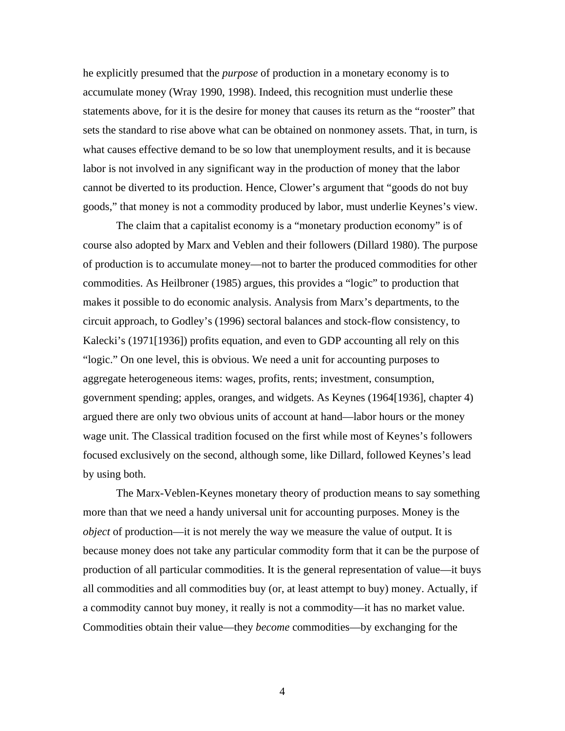he explicitly presumed that the *purpose* of production in a monetary economy is to accumulate money (Wray 1990, 1998). Indeed, this recognition must underlie these statements above, for it is the desire for money that causes its return as the "rooster" that sets the standard to rise above what can be obtained on nonmoney assets. That, in turn, is what causes effective demand to be so low that unemployment results, and it is because labor is not involved in any significant way in the production of money that the labor cannot be diverted to its production. Hence, Clower's argument that "goods do not buy goods," that money is not a commodity produced by labor, must underlie Keynes's view.

The claim that a capitalist economy is a "monetary production economy" is of course also adopted by Marx and Veblen and their followers (Dillard 1980). The purpose of production is to accumulate money—not to barter the produced commodities for other commodities. As Heilbroner (1985) argues, this provides a "logic" to production that makes it possible to do economic analysis. Analysis from Marx's departments, to the circuit approach, to Godley's (1996) sectoral balances and stock-flow consistency, to Kalecki's (1971[1936]) profits equation, and even to GDP accounting all rely on this "logic." On one level, this is obvious. We need a unit for accounting purposes to aggregate heterogeneous items: wages, profits, rents; investment, consumption, government spending; apples, oranges, and widgets. As Keynes (1964[1936], chapter 4) argued there are only two obvious units of account at hand—labor hours or the money wage unit. The Classical tradition focused on the first while most of Keynes's followers focused exclusively on the second, although some, like Dillard, followed Keynes's lead by using both.

The Marx-Veblen-Keynes monetary theory of production means to say something more than that we need a handy universal unit for accounting purposes. Money is the *object* of production—it is not merely the way we measure the value of output. It is because money does not take any particular commodity form that it can be the purpose of production of all particular commodities. It is the general representation of value—it buys all commodities and all commodities buy (or, at least attempt to buy) money. Actually, if a commodity cannot buy money, it really is not a commodity—it has no market value. Commodities obtain their value—they *become* commodities—by exchanging for the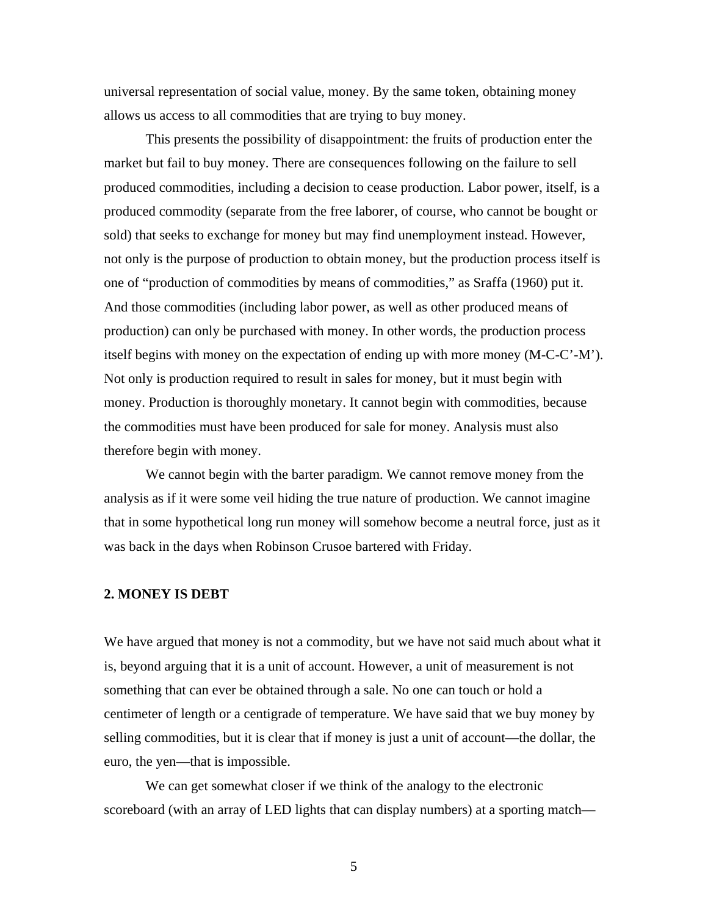universal representation of social value, money. By the same token, obtaining money allows us access to all commodities that are trying to buy money.

This presents the possibility of disappointment: the fruits of production enter the market but fail to buy money. There are consequences following on the failure to sell produced commodities, including a decision to cease production. Labor power, itself, is a produced commodity (separate from the free laborer, of course, who cannot be bought or sold) that seeks to exchange for money but may find unemployment instead. However, not only is the purpose of production to obtain money, but the production process itself is one of "production of commodities by means of commodities," as Sraffa (1960) put it. And those commodities (including labor power, as well as other produced means of production) can only be purchased with money. In other words, the production process itself begins with money on the expectation of ending up with more money (M-C-C'-M'). Not only is production required to result in sales for money, but it must begin with money. Production is thoroughly monetary. It cannot begin with commodities, because the commodities must have been produced for sale for money. Analysis must also therefore begin with money.

We cannot begin with the barter paradigm. We cannot remove money from the analysis as if it were some veil hiding the true nature of production. We cannot imagine that in some hypothetical long run money will somehow become a neutral force, just as it was back in the days when Robinson Crusoe bartered with Friday.

## 2. MONEY IS DEBT

We have argued that money is not a commodity, but we have not said much about what it is, beyond arguing that it is a unit of account. However, a unit of measurement is not something that can ever be obtained through a sale. No one can touch or hold a centimeter of length or a centigrade of temperature. We have said that we buy money by selling commodities, but it is clear that if money is just a unit of account—the dollar, the euro, the yen—that is impossible.

We can get somewhat closer if we think of the analogy to the electronic scoreboard (with an array of LED lights that can display numbers) at a sporting match—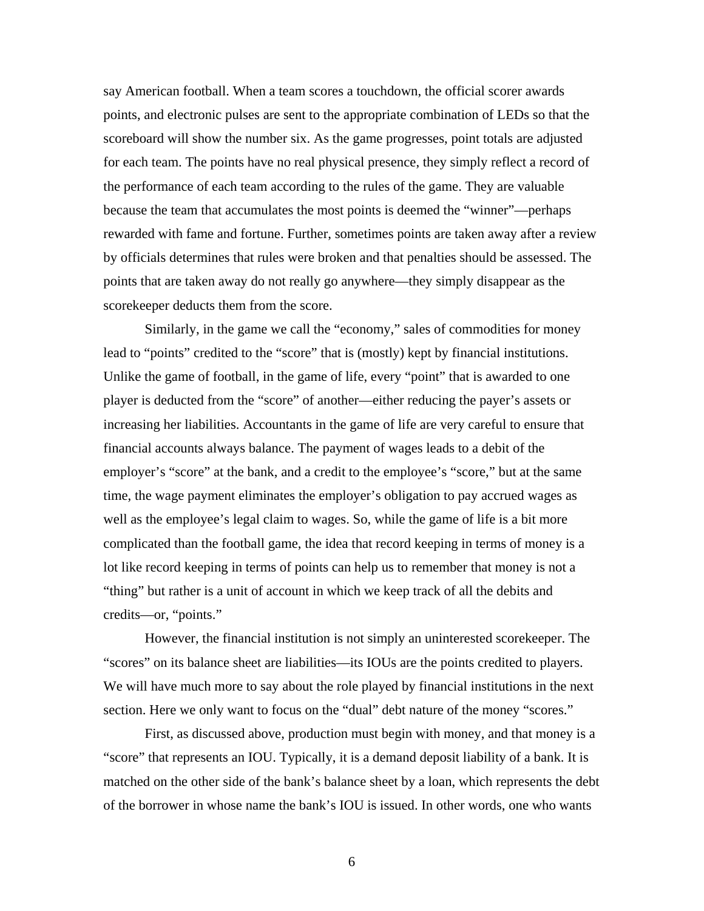say American football. When a team scores a touchdown, the official scorer awards points, and electronic pulses are sent to the appropriate combination of LEDs so that the scoreboard will show the number six. As the game progresses, point totals are adjusted for each team. The points have no real physical presence, they simply reflect a record of the performance of each team according to the rules of the game. They are valuable because the team that accumulates the most points is deemed the "winner"—perhaps rewarded with fame and fortune. Further, sometimes points are taken away after a review by officials determines that rules were broken and that penalties should be assessed. The points that are taken away do not really go anywhere—they simply disappear as the scorekeeper deducts them from the score.

Similarly, in the game we call the "economy," sales of commodities for money lead to "points" credited to the "score" that is (mostly) kept by financial institutions. Unlike the game of football, in the game of life, every "point" that is awarded to one player is deducted from the "score" of another—either reducing the payer's assets or increasing her liabilities. Accountants in the game of life are very careful to ensure that financial accounts always balance. The payment of wages leads to a debit of the employer's "score" at the bank, and a credit to the employee's "score," but at the same time, the wage payment eliminates the employer's obligation to pay accrued wages as well as the employee's legal claim to wages. So, while the game of life is a bit more complicated than the football game, the idea that record keeping in terms of money is a lot like record keeping in terms of points can help us to remember that money is not a "thing" but rather is a unit of account in which we keep track of all the debits and credits—or, "points."

However, the financial institution is not simply an uninterested scorekeeper. The "scores" on its balance sheet are liabilities—its IOUs are the points credited to players. We will have much more to say about the role played by financial institutions in the next section. Here we only want to focus on the "dual" debt nature of the money "scores."

First, as discussed above, production must begin with money, and that money is a "score" that represents an IOU. Typically, it is a demand deposit liability of a bank. It is matched on the other side of the bank's balance sheet by a loan, which represents the debt of the borrower in whose name the bank's IOU is issued. In other words, one who wants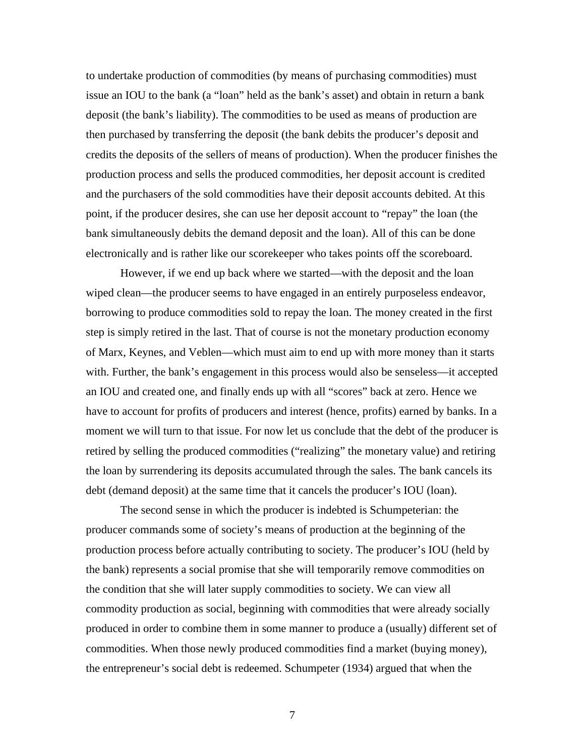to undertake production of commodities (by means of purchasing commodities) must issue an IOU to the bank (a "loan" held as the bank's asset) and obtain in return a bank deposit (the bank's liability). The commodities to be used as means of production are then purchased by transferring the deposit (the bank debits the producer's deposit and credits the deposits of the sellers of means of production). When the producer finishes the production process and sells the produced commodities, her deposit account is credited and the purchasers of the sold commodities have their deposit accounts debited. At this point, if the producer desires, she can use her deposit account to "repay" the loan (the bank simultaneously debits the demand deposit and the loan). All of this can be done electronically and is rather like our scorekeeper who takes points off the scoreboard.

However, if we end up back where we started—with the deposit and the loan wiped clean—the producer seems to have engaged in an entirely purposeless endeavor, borrowing to produce commodities sold to repay the loan. The money created in the first step is simply retired in the last. That of course is not the monetary production economy of Marx, Keynes, and Veblen—which must aim to end up with more money than it starts with. Further, the bank's engagement in this process would also be senseless—it accepted an IOU and created one, and finally ends up with all "scores" back at zero. Hence we have to account for profits of producers and interest (hence, profits) earned by banks. In a moment we will turn to that issue. For now let us conclude that the debt of the producer is retired by selling the produced commodities ("realizing" the monetary value) and retiring the loan by surrendering its deposits accumulated through the sales. The bank cancels its debt (demand deposit) at the same time that it cancels the producer's IOU (loan).

The second sense in which the producer is indebted is Schumpeterian: the producer commands some of society's means of production at the beginning of the production process before actually contributing to society. The producer's IOU (held by the bank) represents a social promise that she will temporarily remove commodities on the condition that she will later supply commodities to society. We can view all commodity production as social, beginning with commodities that were already socially produced in order to combine them in some manner to produce a (usually) different set of commodities. When those newly produced commodities find a market (buying money), the entrepreneur's social debt is redeemed. Schumpeter (1934) argued that when the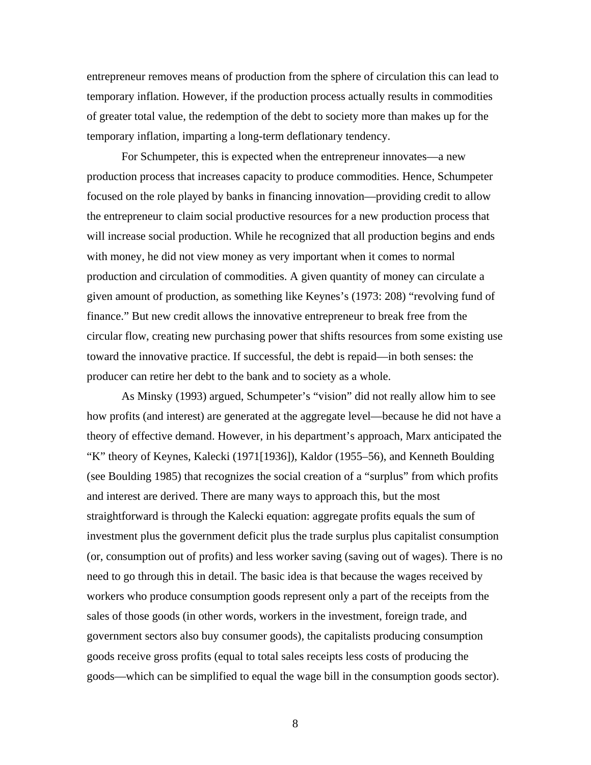entrepreneur removes means of production from the sphere of circulation this can lead to temporary inflation. However, if the production process actually results in commodities of greater total value, the redemption of the debt to society more than makes up for the temporary inflation, imparting a long-term deflationary tendency.

For Schumpeter, this is expected when the entrepreneur innovates—a new production process that increases capacity to produce commodities. Hence, Schumpeter focused on the role played by banks in financing innovation—providing credit to allow the entrepreneur to claim social productive resources for a new production process that will increase social production. While he recognized that all production begins and ends with money, he did not view money as very important when it comes to normal production and circulation of commodities. A given quantity of money can circulate a given amount of production, as something like Keynes's (1973: 208) "revolving fund of finance." But new credit allows the innovative entrepreneur to break free from the circular flow, creating new purchasing power that shifts resources from some existing use toward the innovative practice. If successful, the debt is repaid—in both senses: the producer can retire her debt to the bank and to society as a whole.

As Minsky (1993) argued, Schumpeter's "vision" did not really allow him to see how profits (and interest) are generated at the aggregate level—because he did not have a theory of effective demand. However, in his department's approach, Marx anticipated the "K" theory of Keynes, Kalecki (1971[1936]), Kaldor (1955–56), and Kenneth Boulding (see Boulding 1985) that recognizes the social creation of a "surplus" from which profits and interest are derived. There are many ways to approach this, but the most straightforward is through the Kalecki equation: aggregate profits equals the sum of investment plus the government deficit plus the trade surplus plus capitalist consumption (or, consumption out of profits) and less worker saving (saving out of wages). There is no need to go through this in detail. The basic idea is that because the wages received by workers who produce consumption goods represent only a part of the receipts from the sales of those goods (in other words, workers in the investment, foreign trade, and government sectors also buy consumer goods), the capitalists producing consumption goods receive gross profits (equal to total sales receipts less costs of producing the goods—which can be simplified to equal the wage bill in the consumption goods sector).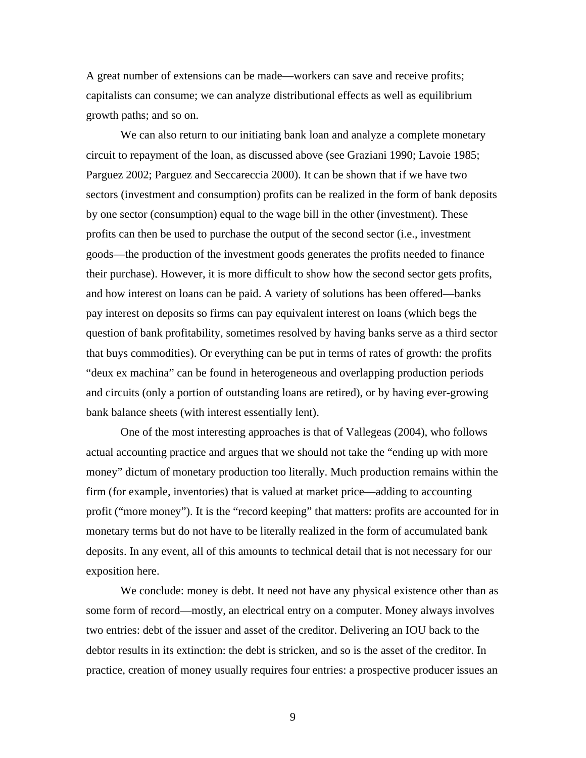A great number of extensions can be made—workers can save and receive profits; capitalists can consume; we can analyze distributional effects as well as equilibrium growth paths; and so on.

We can also return to our initiating bank loan and analyze a complete monetary circuit to repayment of the loan, as discussed above (see Graziani 1990; Lavoie 1985; Parguez 2002; Parguez and Seccareccia 2000). It can be shown that if we have two sectors (investment and consumption) profits can be realized in the form of bank deposits by one sector (consumption) equal to the wage bill in the other (investment). These profits can then be used to purchase the output of the second sector (i.e., investment goods—the production of the investment goods generates the profits needed to finance their purchase). However, it is more difficult to show how the second sector gets profits, and how interest on loans can be paid. A variety of solutions has been offered—banks pay interest on deposits so firms can pay equivalent interest on loans (which begs the question of bank profitability, sometimes resolved by having banks serve as a third sector that buys commodities). Or everything can be put in terms of rates of growth: the profits "deux ex machina" can be found in heterogeneous and overlapping production periods and circuits (only a portion of outstanding loans are retired), or by having ever-growing bank balance sheets (with interest essentially lent).

One of the most interesting approaches is that of Vallegeas (2004), who follows actual accounting practice and argues that we should not take the "ending up with more money" dictum of monetary production too literally. Much production remains within the firm (for example, inventories) that is valued at market price—adding to accounting profit ("more money"). It is the "record keeping" that matters: profits are accounted for in monetary terms but do not have to be literally realized in the form of accumulated bank deposits. In any event, all of this amounts to technical detail that is not necessary for our exposition here.

We conclude: money is debt. It need not have any physical existence other than as some form of record—mostly, an electrical entry on a computer. Money always involves two entries: debt of the issuer and asset of the creditor. Delivering an IOU back to the debtor results in its extinction: the debt is stricken, and so is the asset of the creditor. In practice, creation of money usually requires four entries: a prospective producer issues an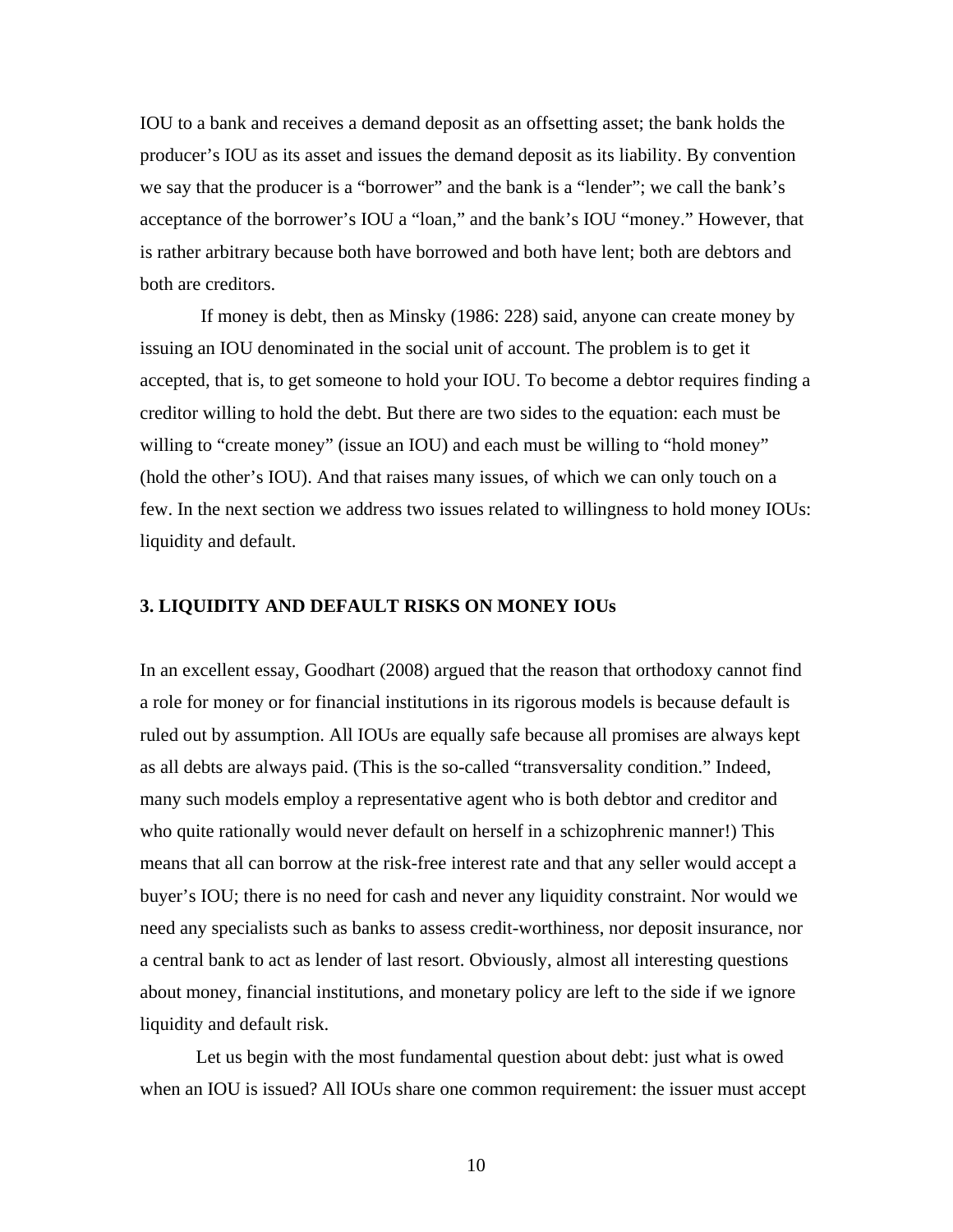IOU to a bank and receives a demand deposit as an offsetting asset; the bank holds the producer's IOU as its asset and issues the demand deposit as its liability. By convention we say that the producer is a "borrower" and the bank is a "lender"; we call the bank's acceptance of the borrower's IOU a "loan," and the bank's IOU "money." However, that is rather arbitrary because both have borrowed and both have lent; both are debtors and both are creditors.

If money is debt, then as Minsky (1986: 228) said, anyone can create money by issuing an IOU denominated in the social unit of account. The problem is to get it accepted, that is, to get someone to hold your IOU. To become a debtor requires finding a creditor willing to hold the debt. But there are two sides to the equation: each must be willing to "create money" (issue an IOU) and each must be willing to "hold money" (hold the other's IOU). And that raises many issues, of which we can only touch on a few. In the next section we address two issues related to willingness to hold money IOUs: liquidity and default.

## 3. LIQUIDITY AND DEFAULT RISKS ON MONEY IOUs

In an excellent essay, Goodhart (2008) argued that the reason that orthodoxy cannot find a role for money or for financial institutions in its rigorous models is because default is ruled out by assumption. All IOUs are equally safe because all promises are always kept as all debts are always paid. (This is the so-called "transversality condition." Indeed, many such models employ a representative agent who is both debtor and creditor and who quite rationally would never default on herself in a schizophrenic manner!) This means that all can borrow at the risk-free interest rate and that any seller would accept a buyer's IOU; there is no need for cash and never any liquidity constraint. Nor would we need any specialists such as banks to assess credit-worthiness, nor deposit insurance, nor a central bank to act as lender of last resort. Obviously, almost all interesting questions about money, financial institutions, and monetary policy are left to the side if we ignore liquidity and default risk.

Let us begin with the most fundamental question about debt: just what is owed when an IOU is issued? All IOUs share one common requirement: the issuer must accept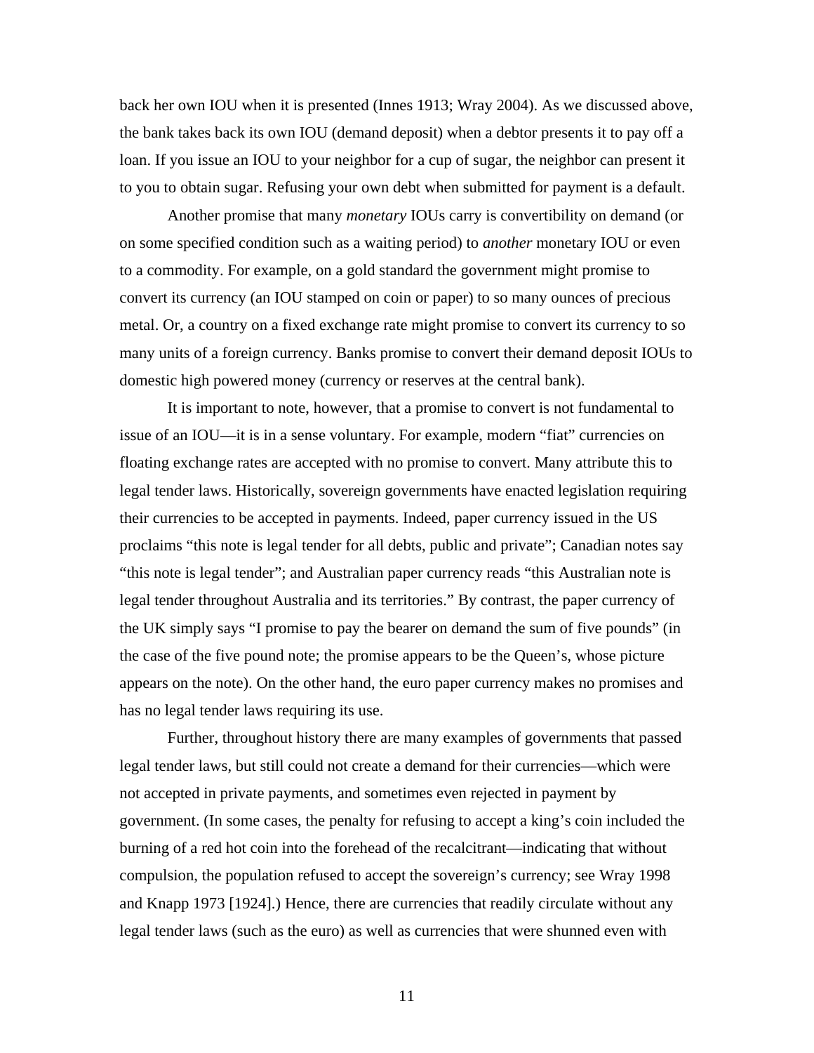back her own IOU when it is presented (Innes 1913; Wray 2004). As we discussed above, the bank takes back its own IOU (demand deposit) when a debtor presents it to pay off a loan. If you issue an IOU to your neighbor for a cup of sugar, the neighbor can present it to you to obtain sugar. Refusing your own debt when submitted for payment is a default.

Another promise that many *monetary* IOUs carry is convertibility on demand (or on some specified condition such as a waiting period) to *another* monetary IOU or even to a commodity. For example, on a gold standard the government might promise to convert its currency (an IOU stamped on coin or paper) to so many ounces of precious metal. Or, a country on a fixed exchange rate might promise to convert its currency to so many units of a foreign currency. Banks promise to convert their demand deposit IOUs to domestic high powered money (currency or reserves at the central bank).

It is important to note, however, that a promise to convert is not fundamental to issue of an IOU—it is in a sense voluntary. For example, modern "fiat" currencies on floating exchange rates are accepted with no promise to convert. Many attribute this to legal tender laws. Historically, sovereign governments have enacted legislation requiring their currencies to be accepted in payments. Indeed, paper currency issued in the US proclaims "this note is legal tender for all debts, public and private"; Canadian notes say "this note is legal tender"; and Australian paper currency reads "this Australian note is legal tender throughout Australia and its territories." By contrast, the paper currency of the UK simply says "I promise to pay the bearer on demand the sum of five pounds" (in the case of the five pound note; the promise appears to be the Queen's, whose picture appears on the note). On the other hand, the euro paper currency makes no promises and has no legal tender laws requiring its use.

Further, throughout history there are many examples of governments that passed legal tender laws, but still could not create a demand for their currencies—which were not accepted in private payments, and sometimes even rejected in payment by government. (In some cases, the penalty for refusing to accept a king's coin included the burning of a red hot coin into the forehead of the recalcitrant—indicating that without compulsion, the population refused to accept the sovereign's currency; see Wray 1998 and Knapp 1973 [1924].) Hence, there are currencies that readily circulate without any legal tender laws (such as the euro) as well as currencies that were shunned even with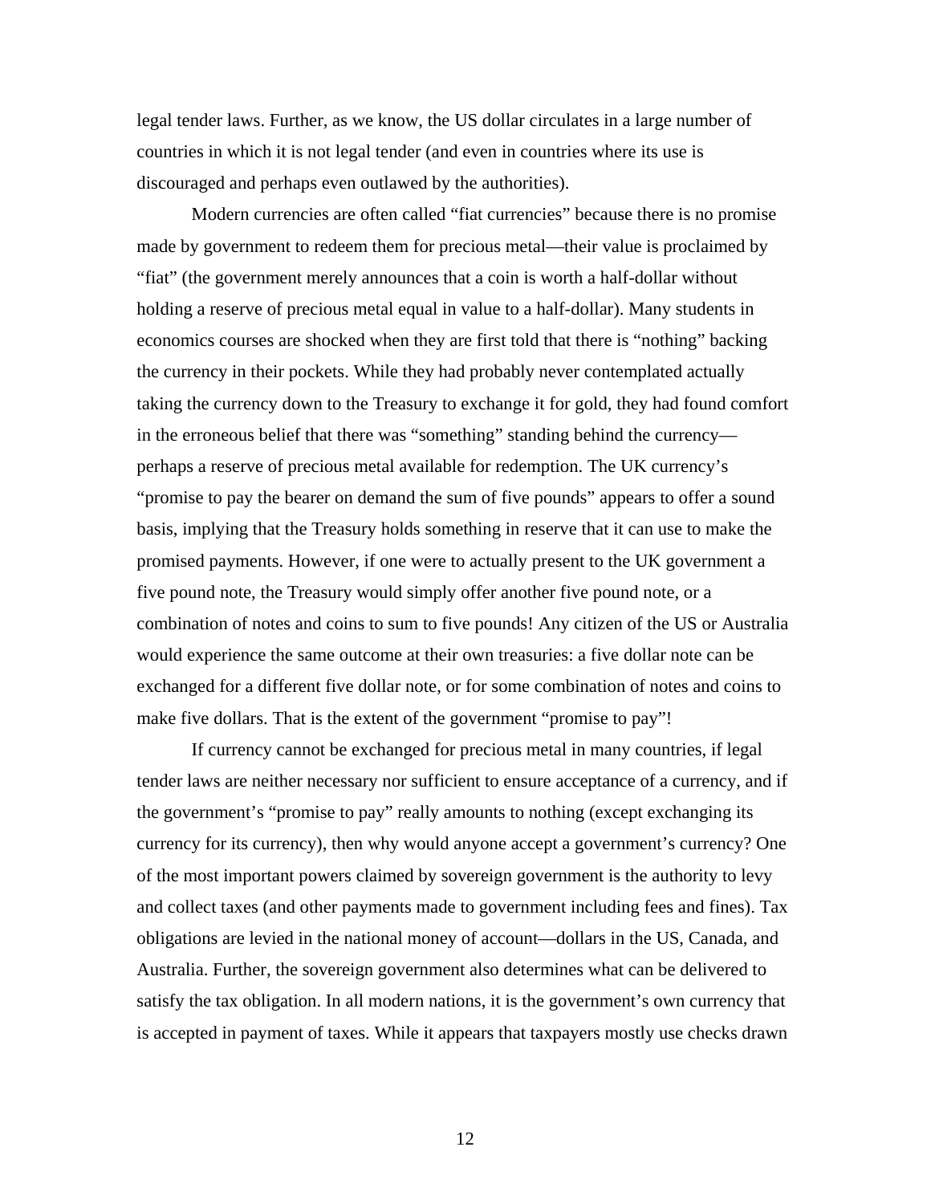legal tender laws. Further, as we know, the US dollar circulates in a large number of countries in which it is not legal tender (and even in countries where its use is discouraged and perhaps even outlawed by the authorities).

Modern currencies are often called “fiat currencies” because there is no promise made by government to redeem them for precious metal—their value is proclaimed by “fiat” (the government merely announces that a coin is worth a half-dollar without holding a reserve of precious metal equal in value to a half-dollar). Many students in economics courses are shocked when they are first told that there is “nothing” backing the currency in their pockets. While they had probably never contemplated actually taking the currency down to the Treasury to exchange it for gold, they had found comfort in the erroneous belief that there was “something” standing behind the currency—perhaps a reserve of precious metal available for redemption. The UK currency’s “promise to pay the bearer on demand the sum of five pounds” appears to offer a sound basis, implying that the Treasury holds something in reserve that it can use to make the promised payments. However, if one were to actually present to the UK government a five pound note, the Treasury would simply offer another five pound note, or a combination of notes and coins to sum to five pounds! Any citizen of the US or Australia would experience the same outcome at their own treasuries: a five dollar note can be exchanged for a different five dollar note, or for some combination of notes and coins to make five dollars. That is the extent of the government “promise to pay”!

If currency cannot be exchanged for precious metal in many countries, if legal tender laws are neither necessary nor sufficient to ensure acceptance of a currency, and if the government’s “promise to pay” really amounts to nothing (except exchanging its currency for its currency), then why would anyone accept a government’s currency? One of the most important powers claimed by sovereign government is the authority to levy and collect taxes (and other payments made to government including fees and fines). Tax obligations are levied in the national money of account—dollars in the US, Canada, and Australia. Further, the sovereign government also determines what can be delivered to satisfy the tax obligation. In all modern nations, it is the government’s own currency that is accepted in payment of taxes. While it appears that taxpayers mostly use checks drawn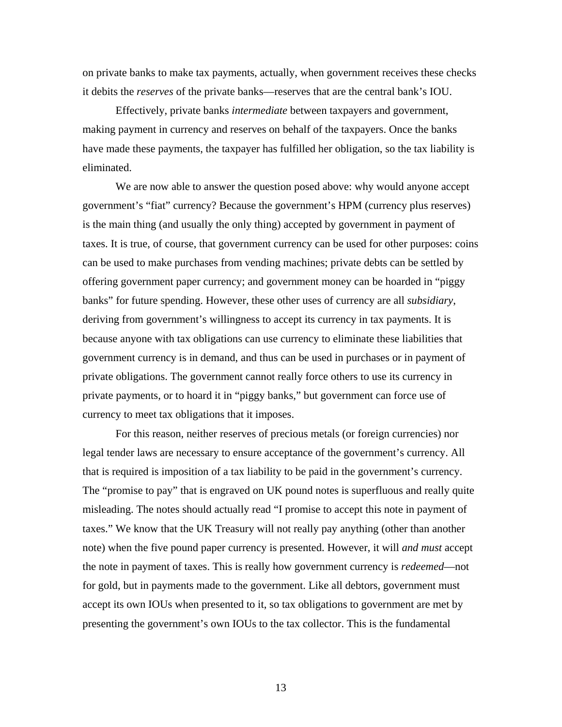on private banks to make tax payments, actually, when government receives these checks it debits the *reserves* of the private banks—reserves that are the central bank's IOU.

Effectively, private banks *intermediate* between taxpayers and government, making payment in currency and reserves on behalf of the taxpayers. Once the banks have made these payments, the taxpayer has fulfilled her obligation, so the tax liability is eliminated.

We are now able to answer the question posed above: why would anyone accept government's "fiat" currency? Because the government's HPM (currency plus reserves) is the main thing (and usually the only thing) accepted by government in payment of taxes. It is true, of course, that government currency can be used for other purposes: coins can be used to make purchases from vending machines; private debts can be settled by offering government paper currency; and government money can be hoarded in "piggy banks" for future spending. However, these other uses of currency are all *subsidiary*, deriving from government's willingness to accept its currency in tax payments. It is because anyone with tax obligations can use currency to eliminate these liabilities that government currency is in demand, and thus can be used in purchases or in payment of private obligations. The government cannot really force others to use its currency in private payments, or to hoard it in "piggy banks," but government can force use of currency to meet tax obligations that it imposes.

For this reason, neither reserves of precious metals (or foreign currencies) nor legal tender laws are necessary to ensure acceptance of the government's currency. All that is required is imposition of a tax liability to be paid in the government's currency. The "promise to pay" that is engraved on UK pound notes is superfluous and really quite misleading. The notes should actually read "I promise to accept this note in payment of taxes." We know that the UK Treasury will not really pay anything (other than another note) when the five pound paper currency is presented. However, it will *and must* accept the note in payment of taxes. This is really how government currency is *redeemed*—not for gold, but in payments made to the government. Like all debtors, government must accept its own IOUs when presented to it, so tax obligations to government are met by presenting the government's own IOUs to the tax collector. This is the fundamental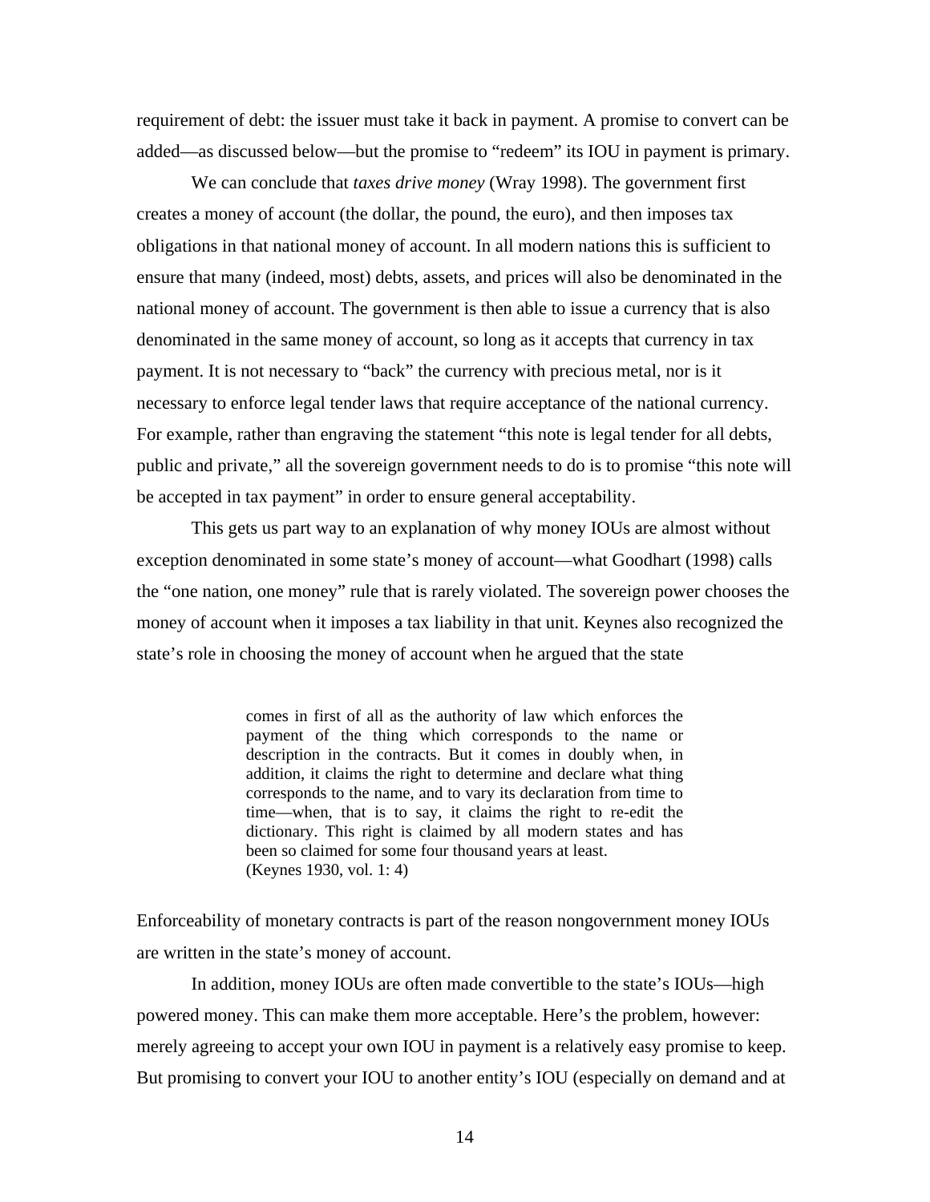requirement of debt: the issuer must take it back in payment. A promise to convert can be added—as discussed below—but the promise to "redeem" its IOU in payment is primary.

We can conclude that *taxes drive money* (Wray 1998). The government first creates a money of account (the dollar, the pound, the euro), and then imposes tax obligations in that national money of account. In all modern nations this is sufficient to ensure that many (indeed, most) debts, assets, and prices will also be denominated in the national money of account. The government is then able to issue a currency that is also denominated in the same money of account, so long as it accepts that currency in tax payment. It is not necessary to "back" the currency with precious metal, nor is it necessary to enforce legal tender laws that require acceptance of the national currency. For example, rather than engraving the statement "this note is legal tender for all debts, public and private," all the sovereign government needs to do is to promise "this note will be accepted in tax payment" in order to ensure general acceptability.

This gets us part way to an explanation of why money IOUs are almost without exception denominated in some state's money of account—what Goodhart (1998) calls the "one nation, one money" rule that is rarely violated. The sovereign power chooses the money of account when it imposes a tax liability in that unit. Keynes also recognized the state's role in choosing the money of account when he argued that the state

> comes in first of all as the authority of law which enforces the payment of the thing which corresponds to the name or description in the contracts. But it comes in doubly when, in addition, it claims the right to determine and declare what thing corresponds to the name, and to vary its declaration from time to time—when, that is to say, it claims the right to re-edit the dictionary. This right is claimed by all modern states and has been so claimed for some four thousand years at least.
> (Keynes 1930, vol. 1: 4)

Enforceability of monetary contracts is part of the reason nongovernment money IOUs are written in the state's money of account.

In addition, money IOUs are often made convertible to the state's IOUs—high powered money. This can make them more acceptable. Here's the problem, however: merely agreeing to accept your own IOU in payment is a relatively easy promise to keep. But promising to convert your IOU to another entity's IOU (especially on demand and at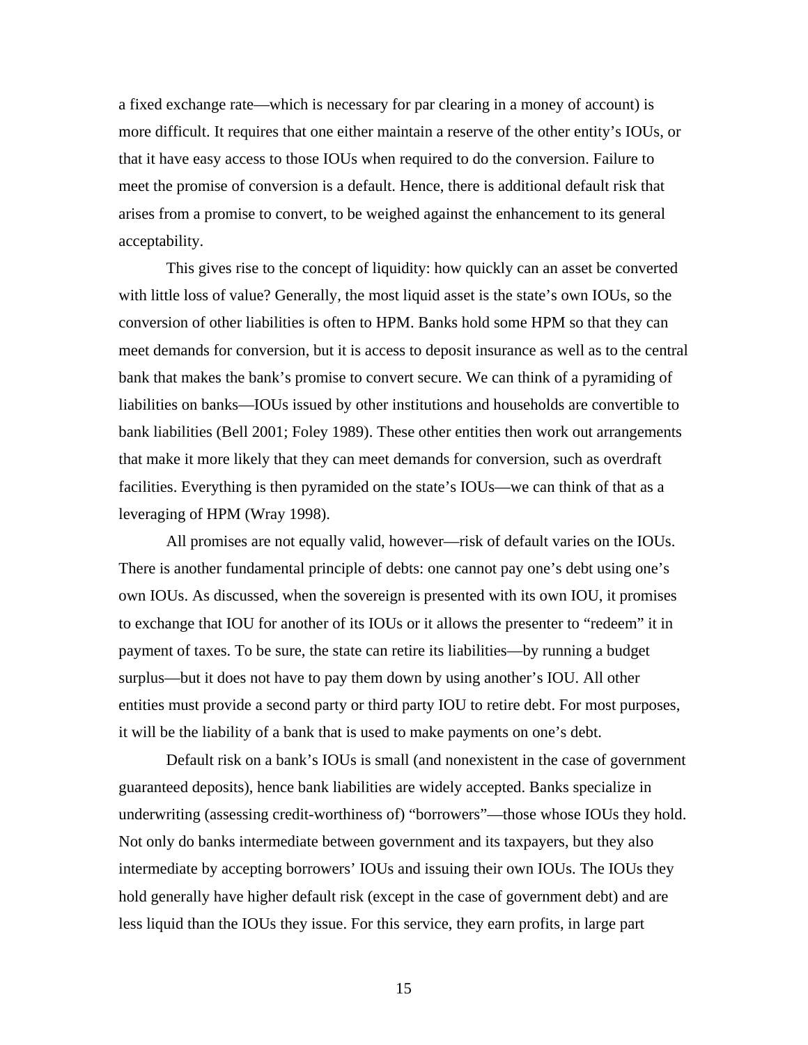a fixed exchange rate—which is necessary for par clearing in a money of account) is more difficult. It requires that one either maintain a reserve of the other entity's IOUs, or that it have easy access to those IOUs when required to do the conversion. Failure to meet the promise of conversion is a default. Hence, there is additional default risk that arises from a promise to convert, to be weighed against the enhancement to its general acceptability.

This gives rise to the concept of liquidity: how quickly can an asset be converted with little loss of value? Generally, the most liquid asset is the state's own IOUs, so the conversion of other liabilities is often to HPM. Banks hold some HPM so that they can meet demands for conversion, but it is access to deposit insurance as well as to the central bank that makes the bank's promise to convert secure. We can think of a pyramiding of liabilities on banks—IOUs issued by other institutions and households are convertible to bank liabilities (Bell 2001; Foley 1989). These other entities then work out arrangements that make it more likely that they can meet demands for conversion, such as overdraft facilities. Everything is then pyramided on the state's IOUs—we can think of that as a leveraging of HPM (Wray 1998).

All promises are not equally valid, however—risk of default varies on the IOUs. There is another fundamental principle of debts: one cannot pay one's debt using one's own IOUs. As discussed, when the sovereign is presented with its own IOU, it promises to exchange that IOU for another of its IOUs or it allows the presenter to "redeem" it in payment of taxes. To be sure, the state can retire its liabilities—by running a budget surplus—but it does not have to pay them down by using another's IOU. All other entities must provide a second party or third party IOU to retire debt. For most purposes, it will be the liability of a bank that is used to make payments on one's debt.

Default risk on a bank's IOUs is small (and nonexistent in the case of government guaranteed deposits), hence bank liabilities are widely accepted. Banks specialize in underwriting (assessing credit-worthiness of) "borrowers"—those whose IOUs they hold. Not only do banks intermediate between government and its taxpayers, but they also intermediate by accepting borrowers' IOUs and issuing their own IOUs. The IOUs they hold generally have higher default risk (except in the case of government debt) and are less liquid than the IOUs they issue. For this service, they earn profits, in large part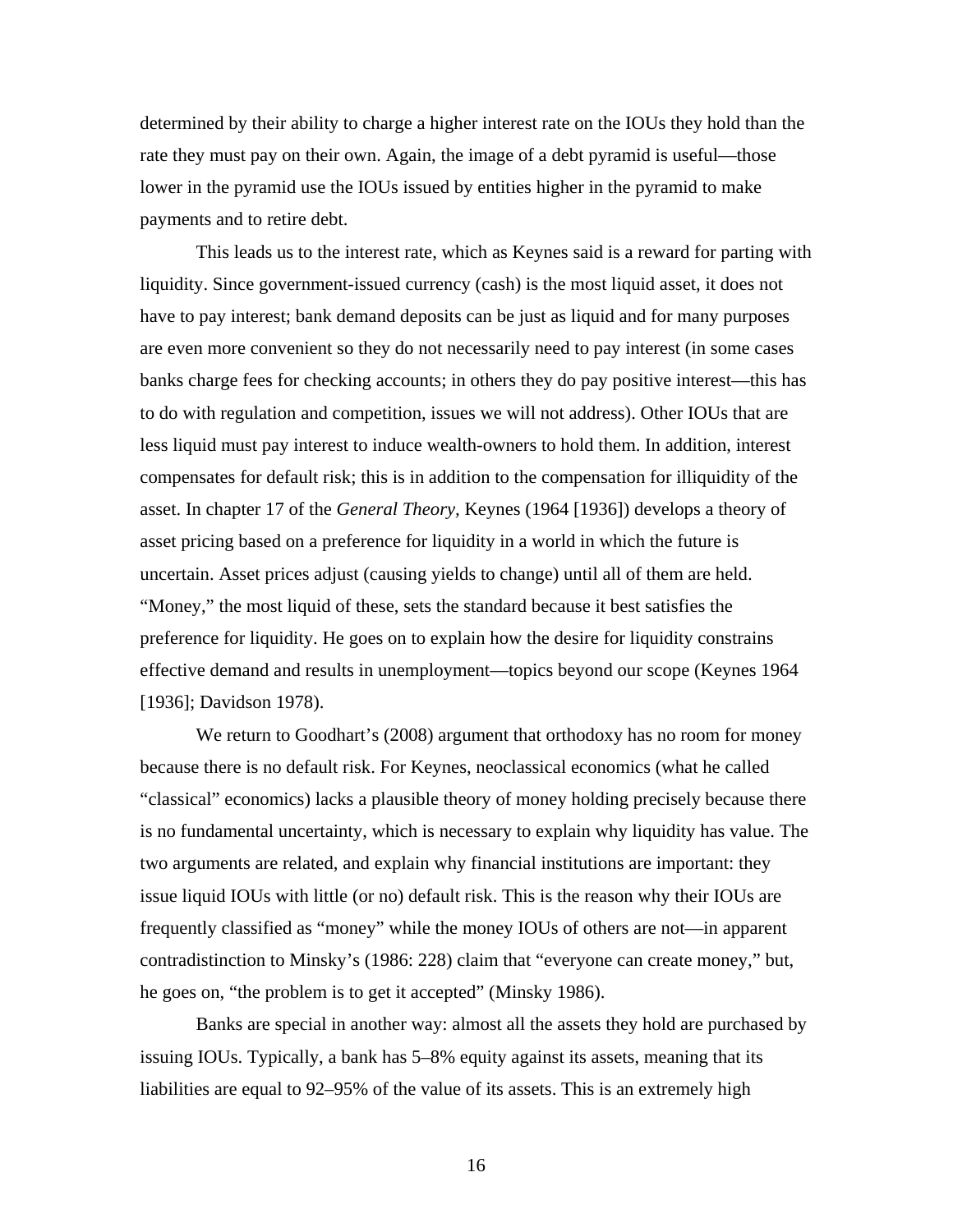determined by their ability to charge a higher interest rate on the IOUs they hold than the rate they must pay on their own. Again, the image of a debt pyramid is useful—those lower in the pyramid use the IOUs issued by entities higher in the pyramid to make payments and to retire debt.

This leads us to the interest rate, which as Keynes said is a reward for parting with liquidity. Since government-issued currency (cash) is the most liquid asset, it does not have to pay interest; bank demand deposits can be just as liquid and for many purposes are even more convenient so they do not necessarily need to pay interest (in some cases banks charge fees for checking accounts; in others they do pay positive interest—this has to do with regulation and competition, issues we will not address). Other IOUs that are less liquid must pay interest to induce wealth-owners to hold them. In addition, interest compensates for default risk; this is in addition to the compensation for illiquidity of the asset. In chapter 17 of the *General Theory,* Keynes (1964 [1936]) develops a theory of asset pricing based on a preference for liquidity in a world in which the future is uncertain. Asset prices adjust (causing yields to change) until all of them are held. "Money," the most liquid of these, sets the standard because it best satisfies the preference for liquidity. He goes on to explain how the desire for liquidity constrains effective demand and results in unemployment—topics beyond our scope (Keynes 1964 [1936]; Davidson 1978).

We return to Goodhart's (2008) argument that orthodoxy has no room for money because there is no default risk. For Keynes, neoclassical economics (what he called "classical" economics) lacks a plausible theory of money holding precisely because there is no fundamental uncertainty, which is necessary to explain why liquidity has value. The two arguments are related, and explain why financial institutions are important: they issue liquid IOUs with little (or no) default risk. This is the reason why their IOUs are frequently classified as "money" while the money IOUs of others are not—in apparent contradistinction to Minsky's (1986: 228) claim that "everyone can create money," but, he goes on, "the problem is to get it accepted" (Minsky 1986).

Banks are special in another way: almost all the assets they hold are purchased by issuing IOUs. Typically, a bank has 5–8% equity against its assets, meaning that its liabilities are equal to 92–95% of the value of its assets. This is an extremely high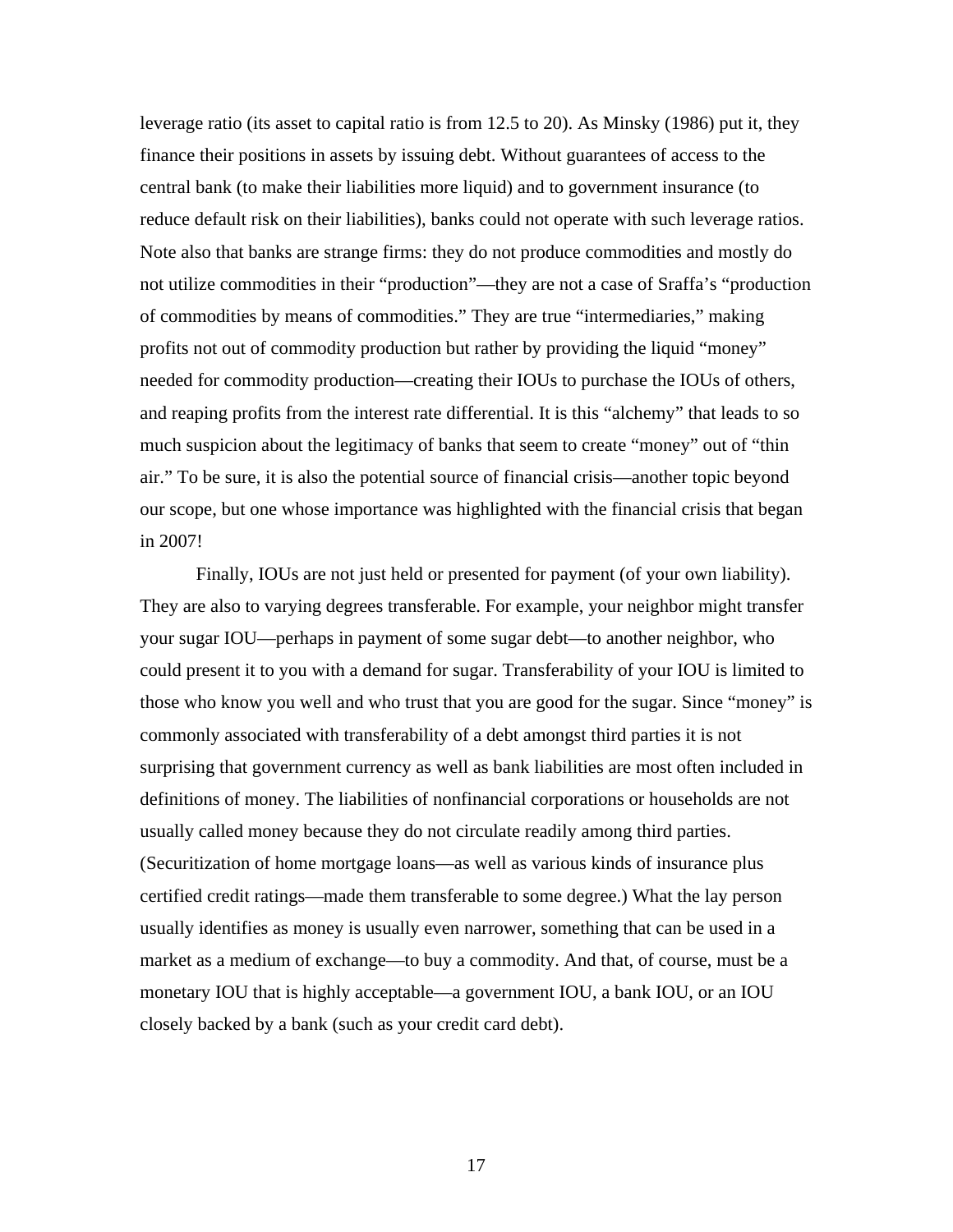leverage ratio (its asset to capital ratio is from 12.5 to 20). As Minsky (1986) put it, they finance their positions in assets by issuing debt. Without guarantees of access to the central bank (to make their liabilities more liquid) and to government insurance (to reduce default risk on their liabilities), banks could not operate with such leverage ratios. Note also that banks are strange firms: they do not produce commodities and mostly do not utilize commodities in their "production"—they are not a case of Sraffa's "production of commodities by means of commodities." They are true "intermediaries," making profits not out of commodity production but rather by providing the liquid "money" needed for commodity production—creating their IOUs to purchase the IOUs of others, and reaping profits from the interest rate differential. It is this "alchemy" that leads to so much suspicion about the legitimacy of banks that seem to create "money" out of "thin air." To be sure, it is also the potential source of financial crisis—another topic beyond our scope, but one whose importance was highlighted with the financial crisis that began in 2007!

Finally, IOUs are not just held or presented for payment (of your own liability). They are also to varying degrees transferable. For example, your neighbor might transfer your sugar IOU—perhaps in payment of some sugar debt—to another neighbor, who could present it to you with a demand for sugar. Transferability of your IOU is limited to those who know you well and who trust that you are good for the sugar. Since "money" is commonly associated with transferability of a debt amongst third parties it is not surprising that government currency as well as bank liabilities are most often included in definitions of money. The liabilities of nonfinancial corporations or households are not usually called money because they do not circulate readily among third parties. (Securitization of home mortgage loans—as well as various kinds of insurance plus certified credit ratings—made them transferable to some degree.) What the lay person usually identifies as money is usually even narrower, something that can be used in a market as a medium of exchange—to buy a commodity. And that, of course, must be a monetary IOU that is highly acceptable—a government IOU, a bank IOU, or an IOU closely backed by a bank (such as your credit card debt).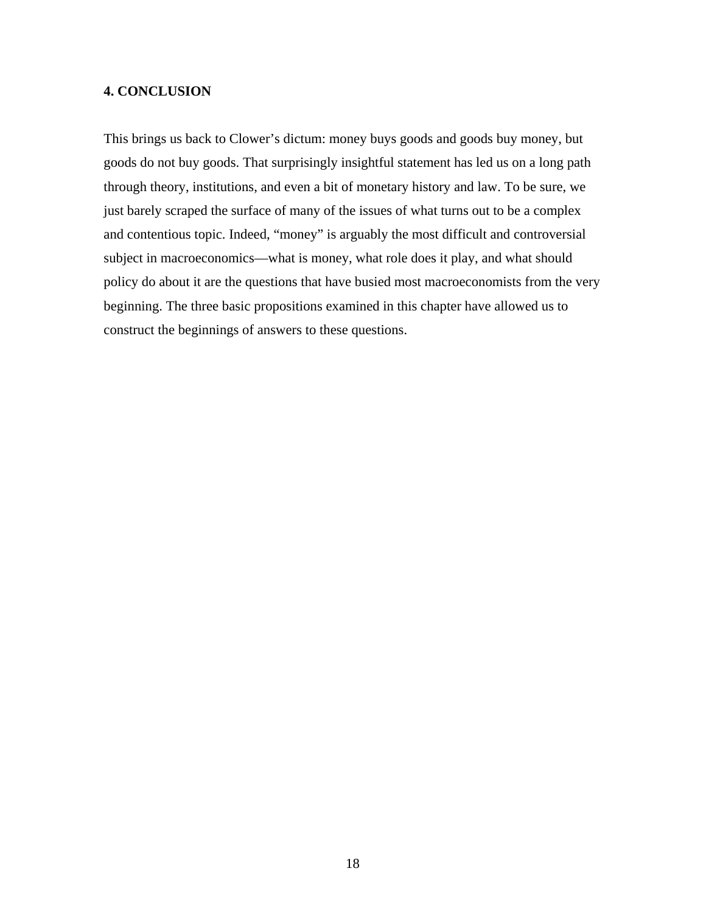## 4. CONCLUSION

This brings us back to Clower's dictum: money buys goods and goods buy money, but goods do not buy goods. That surprisingly insightful statement has led us on a long path through theory, institutions, and even a bit of monetary history and law. To be sure, we just barely scraped the surface of many of the issues of what turns out to be a complex and contentious topic. Indeed, "money" is arguably the most difficult and controversial subject in macroeconomics—what is money, what role does it play, and what should policy do about it are the questions that have busied most macroeconomists from the very beginning. The three basic propositions examined in this chapter have allowed us to construct the beginnings of answers to these questions.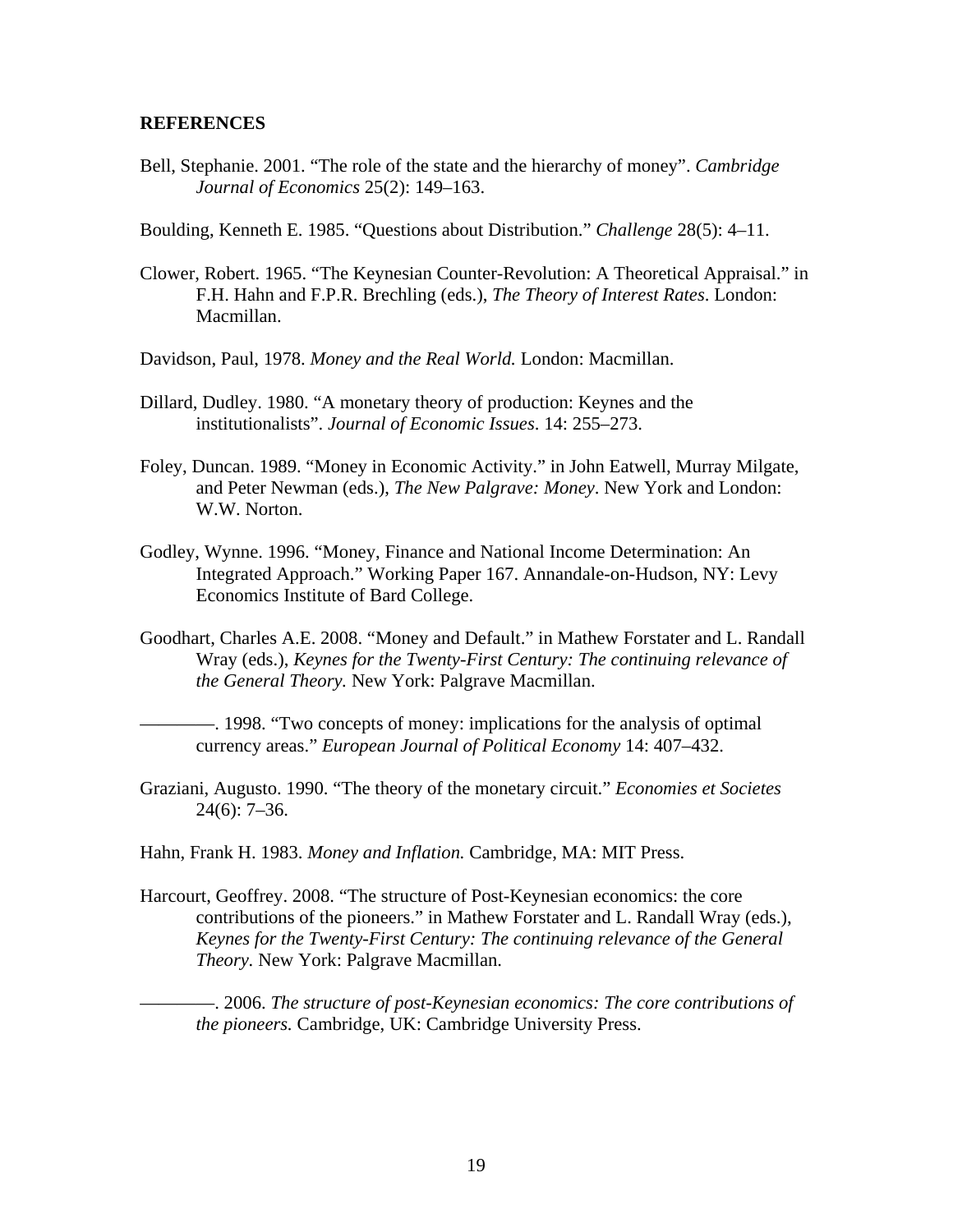**REFERENCES**

Bell, Stephanie. 2001. "The role of the state and the hierarchy of money". *Cambridge Journal of Economics* 25(2): 149–163.

Boulding, Kenneth E. 1985. "Questions about Distribution." *Challenge* 28(5): 4–11.

Clower, Robert. 1965. "The Keynesian Counter-Revolution: A Theoretical Appraisal." in F.H. Hahn and F.P.R. Brechling (eds.), *The Theory of Interest Rates*. London: Macmillan.

Davidson, Paul, 1978. *Money and the Real World.* London: Macmillan.

Dillard, Dudley. 1980. "A monetary theory of production: Keynes and the institutionalists". *Journal of Economic Issues*. 14: 255–273.

Foley, Duncan. 1989. "Money in Economic Activity." in John Eatwell, Murray Milgate, and Peter Newman (eds.), *The New Palgrave: Money*. New York and London: W.W. Norton.

Godley, Wynne. 1996. "Money, Finance and National Income Determination: An Integrated Approach." Working Paper 167. Annandale-on-Hudson, NY: Levy Economics Institute of Bard College.

Goodhart, Charles A.E. 2008. "Money and Default." in Mathew Forstater and L. Randall Wray (eds.), *Keynes for the Twenty-First Century: The continuing relevance of the General Theory.* New York: Palgrave Macmillan.

————. 1998. "Two concepts of money: implications for the analysis of optimal currency areas." *European Journal of Political Economy* 14: 407–432.

Graziani, Augusto. 1990. "The theory of the monetary circuit." *Economies et Societes* 24(6): 7–36.

Hahn, Frank H. 1983. *Money and Inflation.* Cambridge, MA: MIT Press.

Harcourt, Geoffrey. 2008. "The structure of Post-Keynesian economics: the core contributions of the pioneers." in Mathew Forstater and L. Randall Wray (eds.), *Keynes for the Twenty-First Century: The continuing relevance of the General Theory*. New York: Palgrave Macmillan.

————. 2006. *The structure of post-Keynesian economics: The core contributions of the pioneers.* Cambridge, UK: Cambridge University Press.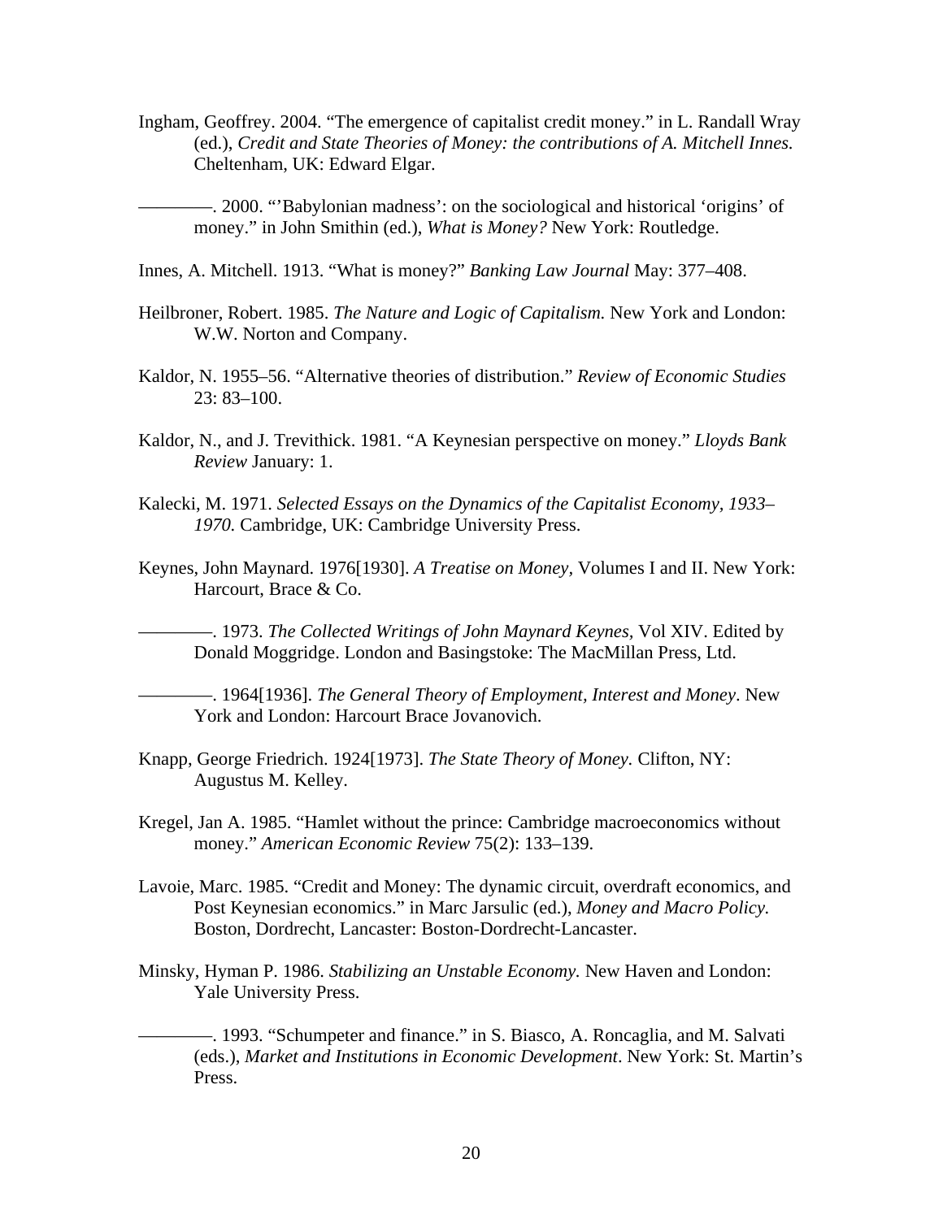Ingham, Geoffrey. 2004. "The emergence of capitalist credit money." in L. Randall Wray (ed.), *Credit and State Theories of Money: the contributions of A. Mitchell Innes.* Cheltenham, UK: Edward Elgar.

————. 2000. "'Babylonian madness': on the sociological and historical 'origins' of money." in John Smithin (ed.), *What is Money?* New York: Routledge.

Innes, A. Mitchell. 1913. "What is money?" *Banking Law Journal* May: 377–408.

Heilbroner, Robert. 1985. *The Nature and Logic of Capitalism.* New York and London: W.W. Norton and Company.

Kaldor, N. 1955–56. "Alternative theories of distribution." *Review of Economic Studies* 23: 83–100.

Kaldor, N., and J. Trevithick. 1981. "A Keynesian perspective on money." *Lloyds Bank Review* January: 1.

Kalecki, M. 1971. *Selected Essays on the Dynamics of the Capitalist Economy, 1933–1970.* Cambridge, UK: Cambridge University Press.

Keynes, John Maynard. 1976[1930]. *A Treatise on Money*, Volumes I and II. New York: Harcourt, Brace & Co.

————. 1973. *The Collected Writings of John Maynard Keynes*, Vol XIV. Edited by Donald Moggridge. London and Basingstoke: The MacMillan Press, Ltd.

————. 1964[1936]. *The General Theory of Employment, Interest and Money*. New York and London: Harcourt Brace Jovanovich.

Knapp, George Friedrich. 1924[1973]. *The State Theory of Money.* Clifton, NY: Augustus M. Kelley.

Kregel, Jan A. 1985. "Hamlet without the prince: Cambridge macroeconomics without money." *American Economic Review* 75(2): 133–139.

Lavoie, Marc. 1985. "Credit and Money: The dynamic circuit, overdraft economics, and Post Keynesian economics." in Marc Jarsulic (ed.), *Money and Macro Policy.* Boston, Dordrecht, Lancaster: Boston-Dordrecht-Lancaster.

Minsky, Hyman P. 1986. *Stabilizing an Unstable Economy.* New Haven and London: Yale University Press.

————. 1993. "Schumpeter and finance." in S. Biasco, A. Roncaglia, and M. Salvati (eds.), *Market and Institutions in Economic Development*. New York: St. Martin's Press.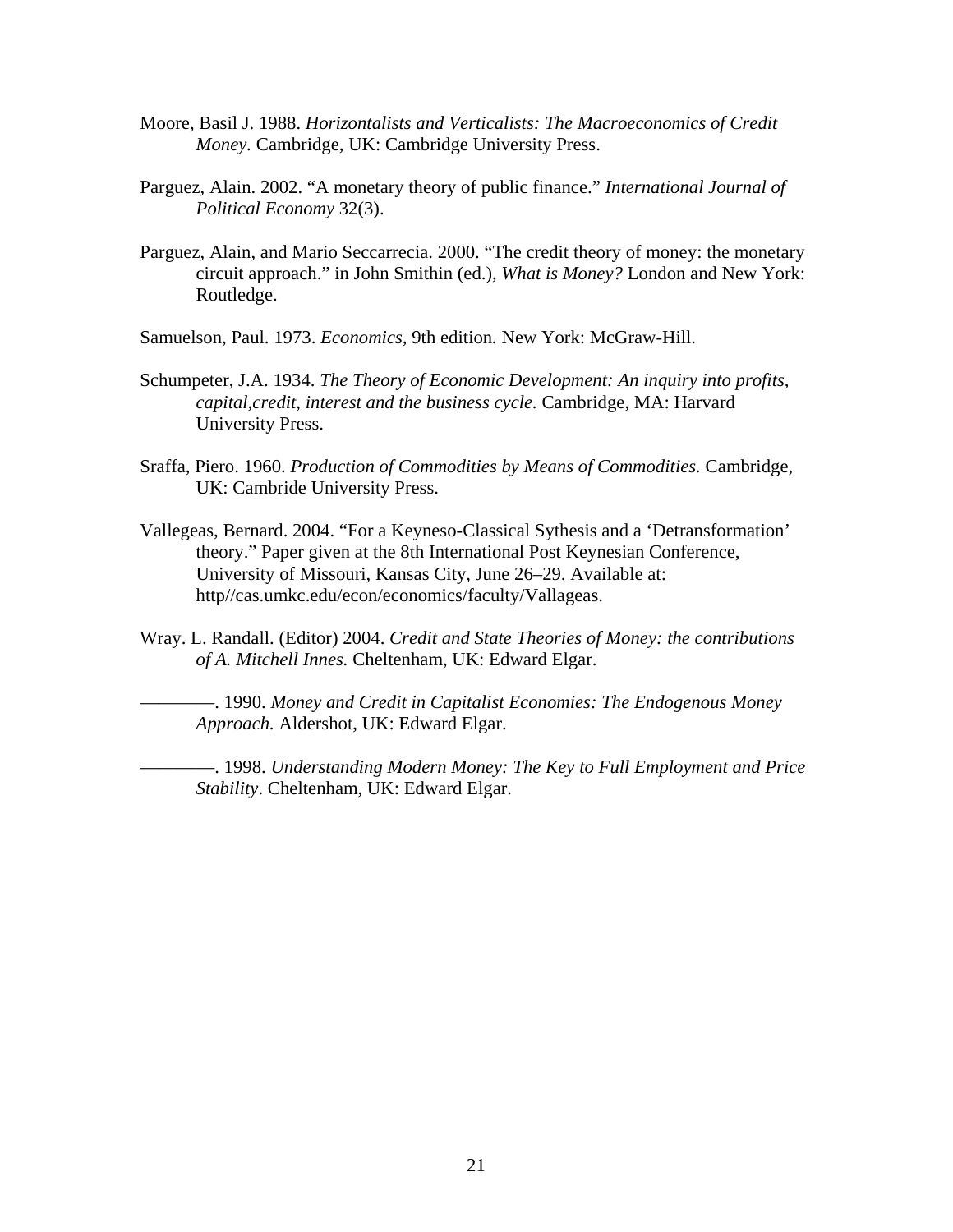Moore, Basil J. 1988. *Horizontalists and Verticalists: The Macroeconomics of Credit Money*. Cambridge, UK: Cambridge University Press.

Parguez, Alain. 2002. "A monetary theory of public finance." *International Journal of Political Economy* 32(3).

Parguez, Alain, and Mario Seccarrecia. 2000. "The credit theory of money: the monetary circuit approach." in John Smithin (ed.), *What is Money?* London and New York: Routledge.

Samuelson, Paul. 1973. *Economics*, 9th edition. New York: McGraw-Hill.

Schumpeter, J.A. 1934. *The Theory of Economic Development: An inquiry into profits, capital,credit, interest and the business cycle.* Cambridge, MA: Harvard University Press.

Sraffa, Piero. 1960. *Production of Commodities by Means of Commodities.* Cambridge, UK: Cambride University Press.

Vallegeas, Bernard. 2004. "For a Keyneso-Classical Sythesis and a 'Detransformation' theory." Paper given at the 8th International Post Keynesian Conference, University of Missouri, Kansas City, June 26–29. Available at: http//cas.umkc.edu/econ/economics/faculty/Vallageas.

Wray. L. Randall. (Editor) 2004. *Credit and State Theories of Money: the contributions of A. Mitchell Innes.* Cheltenham, UK: Edward Elgar.

————. 1990. *Money and Credit in Capitalist Economies: The Endogenous Money Approach.* Aldershot, UK: Edward Elgar.

————. 1998. *Understanding Modern Money: The Key to Full Employment and Price Stability*. Cheltenham, UK: Edward Elgar.